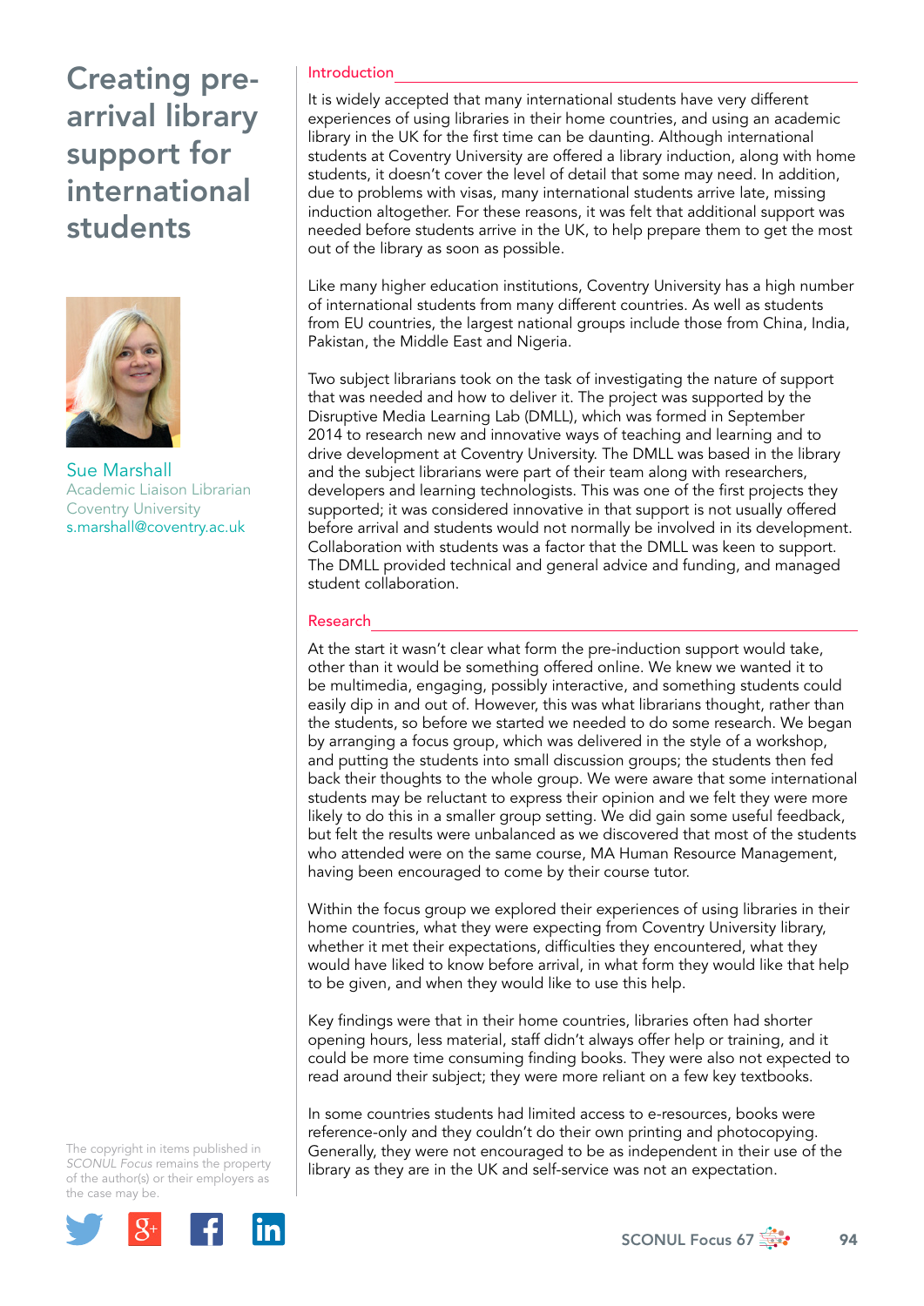# Creating pre-arrival library support for international students

**Sue Marshall**
Academic Liaison Librarian
Coventry University
s.marshall@coventry.ac.uk

The copyright in items published in *SCONUL Focus* remains the property of the author(s) or their employers as the case may be.

## Introduction

It is widely accepted that many international students have very different experiences of using libraries in their home countries, and using an academic library in the UK for the first time can be daunting. Although international students at Coventry University are offered a library induction, along with home students, it doesn't cover the level of detail that some may need. In addition, due to problems with visas, many international students arrive late, missing induction altogether. For these reasons, it was felt that additional support was needed before students arrive in the UK, to help prepare them to get the most out of the library as soon as possible.

Like many higher education institutions, Coventry University has a high number of international students from many different countries. As well as students from EU countries, the largest national groups include those from China, India, Pakistan, the Middle East and Nigeria.

Two subject librarians took on the task of investigating the nature of support that was needed and how to deliver it. The project was supported by the Disruptive Media Learning Lab (DMLL), which was formed in September 2014 to research new and innovative ways of teaching and learning and to drive development at Coventry University. The DMLL was based in the library and the subject librarians were part of their team along with researchers, developers and learning technologists. This was one of the first projects they supported; it was considered innovative in that support is not usually offered before arrival and students would not normally be involved in its development. Collaboration with students was a factor that the DMLL was keen to support. The DMLL provided technical and general advice and funding, and managed student collaboration.

## Research

At the start it wasn't clear what form the pre-induction support would take, other than it would be something offered online. We knew we wanted it to be multimedia, engaging, possibly interactive, and something students could easily dip in and out of. However, this was what librarians thought, rather than the students, so before we started we needed to do some research. We began by arranging a focus group, which was delivered in the style of a workshop, and putting the students into small discussion groups; the students then fed back their thoughts to the whole group. We were aware that some international students may be reluctant to express their opinion and we felt they were more likely to do this in a smaller group setting. We did gain some useful feedback, but felt the results were unbalanced as we discovered that most of the students who attended were on the same course, MA Human Resource Management, having been encouraged to come by their course tutor.

Within the focus group we explored their experiences of using libraries in their home countries, what they were expecting from Coventry University library, whether it met their expectations, difficulties they encountered, what they would have liked to know before arrival, in what form they would like that help to be given, and when they would like to use this help.

Key findings were that in their home countries, libraries often had shorter opening hours, less material, staff didn't always offer help or training, and it could be more time consuming finding books. They were also not expected to read around their subject; they were more reliant on a few key textbooks.

In some countries students had limited access to e-resources, books were reference-only and they couldn't do their own printing and photocopying. Generally, they were not encouraged to be as independent in their use of the library as they are in the UK and self-service was not an expectation.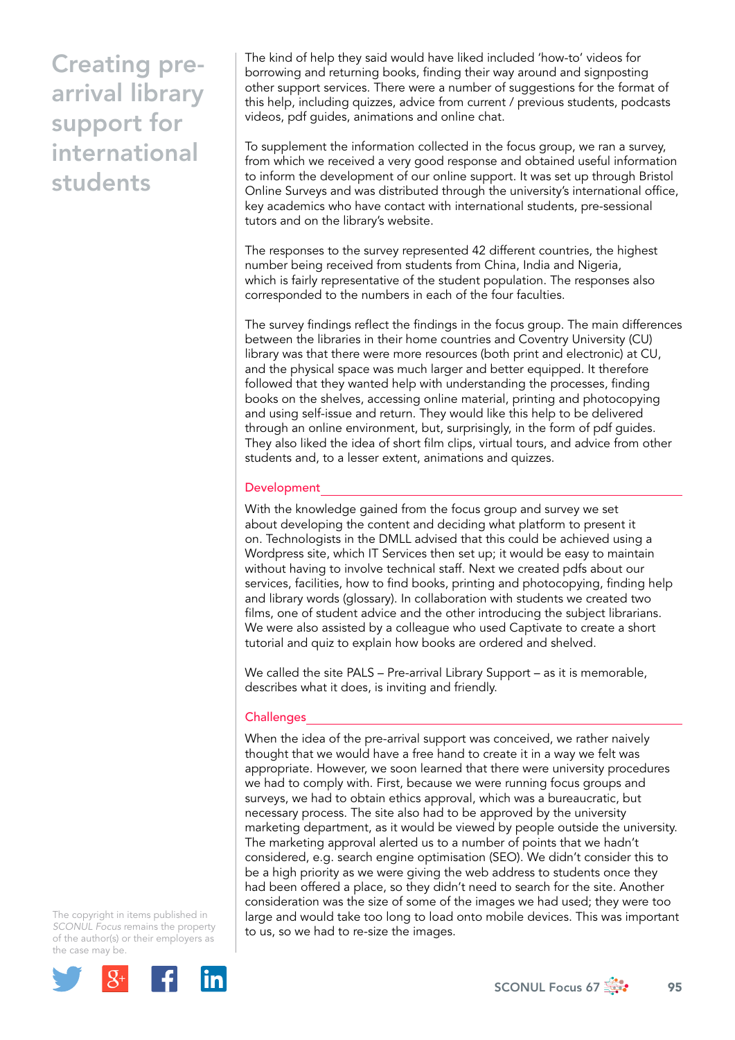The kind of help they said would have liked included 'how-to' videos for borrowing and returning books, finding their way around and signposting other support services. There were a number of suggestions for the format of this help, including quizzes, advice from current / previous students, podcasts videos, pdf guides, animations and online chat.

To supplement the information collected in the focus group, we ran a survey, from which we received a very good response and obtained useful information to inform the development of our online support. It was set up through Bristol Online Surveys and was distributed through the university's international office, key academics who have contact with international students, pre-sessional tutors and on the library's website.

The responses to the survey represented 42 different countries, the highest number being received from students from China, India and Nigeria, which is fairly representative of the student population. The responses also corresponded to the numbers in each of the four faculties.

The survey findings reflect the findings in the focus group. The main differences between the libraries in their home countries and Coventry University (CU) library was that there were more resources (both print and electronic) at CU, and the physical space was much larger and better equipped. It therefore followed that they wanted help with understanding the processes, finding books on the shelves, accessing online material, printing and photocopying and using self-issue and return. They would like this help to be delivered through an online environment, but, surprisingly, in the form of pdf guides. They also liked the idea of short film clips, virtual tours, and advice from other students and, to a lesser extent, animations and quizzes.

## Development

With the knowledge gained from the focus group and survey we set about developing the content and deciding what platform to present it on. Technologists in the DMLL advised that this could be achieved using a Wordpress site, which IT Services then set up; it would be easy to maintain without having to involve technical staff. Next we created pdfs about our services, facilities, how to find books, printing and photocopying, finding help and library words (glossary). In collaboration with students we created two films, one of student advice and the other introducing the subject librarians. We were also assisted by a colleague who used Captivate to create a short tutorial and quiz to explain how books are ordered and shelved.

We called the site PALS – Pre-arrival Library Support – as it is memorable, describes what it does, is inviting and friendly.

## Challenges

When the idea of the pre-arrival support was conceived, we rather naively thought that we would have a free hand to create it in a way we felt was appropriate. However, we soon learned that there were university procedures we had to comply with. First, because we were running focus groups and surveys, we had to obtain ethics approval, which was a bureaucratic, but necessary process. The site also had to be approved by the university marketing department, as it would be viewed by people outside the university. The marketing approval alerted us to a number of points that we hadn't considered, e.g. search engine optimisation (SEO). We didn't consider this to be a high priority as we were giving the web address to students once they had been offered a place, so they didn't need to search for the site. Another consideration was the size of some of the images we had used; they were too large and would take too long to load onto mobile devices. This was important to us, so we had to re-size the images.

The copyright in items published in *SCONUL Focus* remains the property of the author(s) or their employers as the case may be.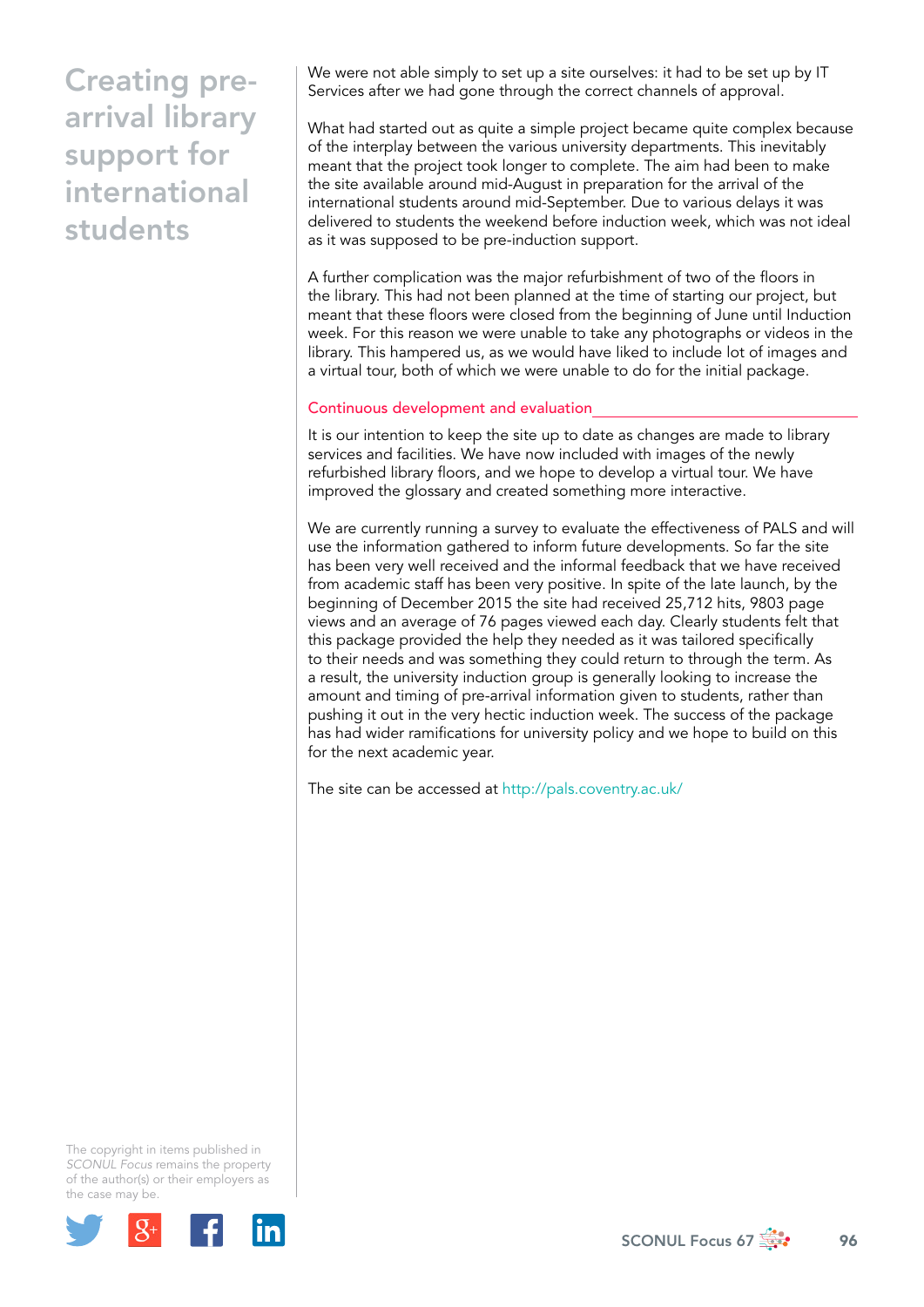We were not able simply to set up a site ourselves: it had to be set up by IT Services after we had gone through the correct channels of approval.

What had started out as quite a simple project became quite complex because of the interplay between the various university departments. This inevitably meant that the project took longer to complete. The aim had been to make the site available around mid-August in preparation for the arrival of the international students around mid-September. Due to various delays it was delivered to students the weekend before induction week, which was not ideal as it was supposed to be pre-induction support.

A further complication was the major refurbishment of two of the floors in the library. This had not been planned at the time of starting our project, but meant that these floors were closed from the beginning of June until Induction week. For this reason we were unable to take any photographs or videos in the library. This hampered us, as we would have liked to include lot of images and a virtual tour, both of which we were unable to do for the initial package.

## Continuous development and evaluation

It is our intention to keep the site up to date as changes are made to library services and facilities. We have now included with images of the newly refurbished library floors, and we hope to develop a virtual tour. We have improved the glossary and created something more interactive.

We are currently running a survey to evaluate the effectiveness of PALS and will use the information gathered to inform future developments. So far the site has been very well received and the informal feedback that we have received from academic staff has been very positive. In spite of the late launch, by the beginning of December 2015 the site had received 25,712 hits, 9803 page views and an average of 76 pages viewed each day. Clearly students felt that this package provided the help they needed as it was tailored specifically to their needs and was something they could return to through the term. As a result, the university induction group is generally looking to increase the amount and timing of pre-arrival information given to students, rather than pushing it out in the very hectic induction week. The success of the package has had wider ramifications for university policy and we hope to build on this for the next academic year.

The site can be accessed at http://pals.coventry.ac.uk/

The copyright in items published in *SCONUL Focus* remains the property of the author(s) or their employers as the case may be.